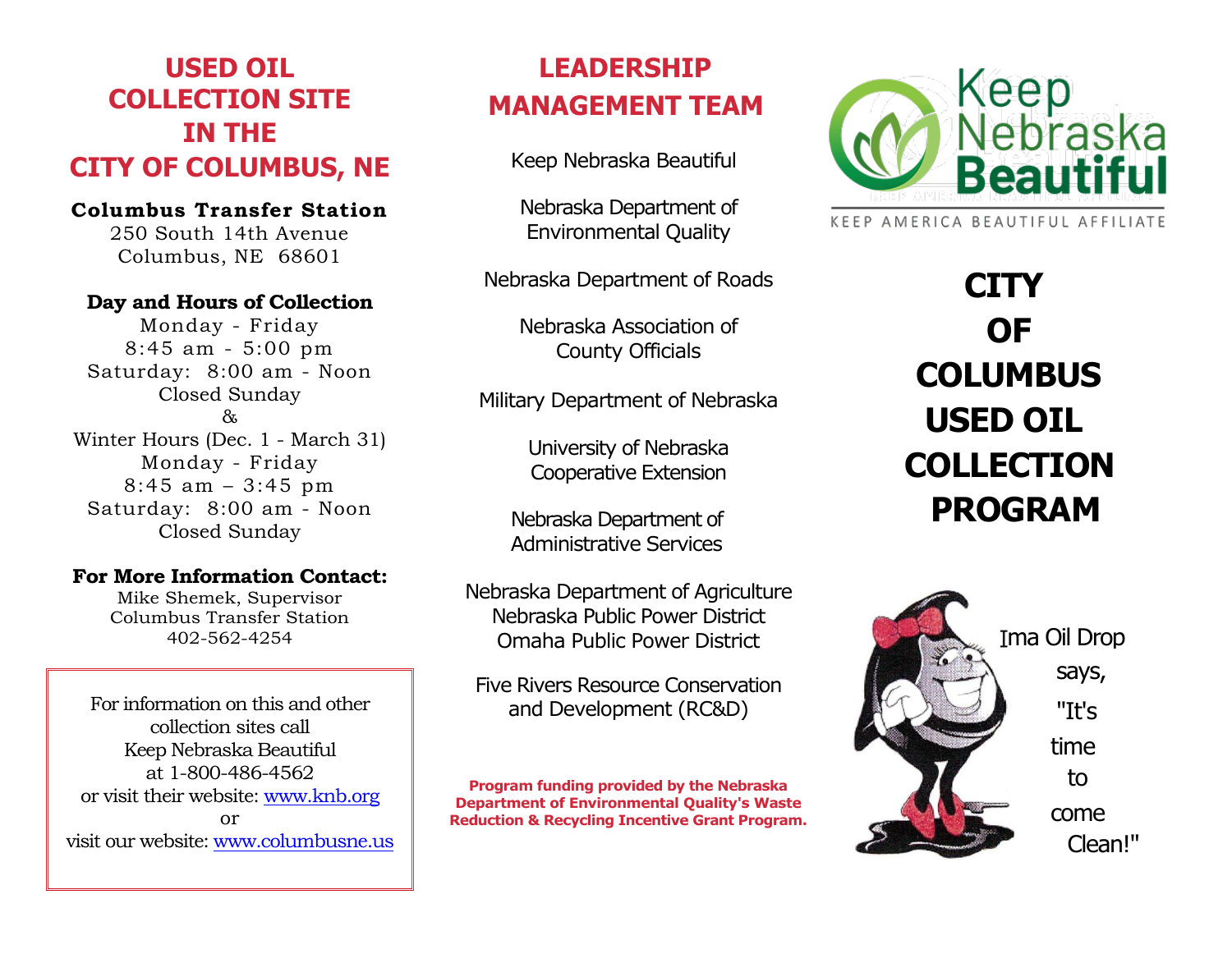# USED OIL COLLECTION SITE IN THE CITY OF COLUMBUS, NE

**Columbus Transfer Station**
250 South 14th Avenue
Columbus, NE 68601

**Day and Hours of Collection**
Monday - Friday
8:45 am - 5:00 pm
Saturday: 8:00 am - Noon
Closed Sunday
&
Winter Hours (Dec. 1 - March 31)
Monday - Friday
8:45 am – 3:45 pm
Saturday: 8:00 am - Noon
Closed Sunday

**For More Information Contact:**
Mike Shemek, Supervisor
Columbus Transfer Station
402-562-4254

For information on this and other collection sites call Keep Nebraska Beautiful at 1-800-486-4562 or visit their website: www.knb.org
or
visit our website: www.columbusne.us

# LEADERSHIP MANAGEMENT TEAM

Keep Nebraska Beautiful

Nebraska Department of Environmental Quality

Nebraska Department of Roads

Nebraska Association of County Officials

Military Department of Nebraska

University of Nebraska Cooperative Extension

Nebraska Department of Administrative Services

Nebraska Department of Agriculture
Nebraska Public Power District
Omaha Public Power District

Five Rivers Resource Conservation and Development (RC&D)

**Program funding provided by the Nebraska Department of Environmental Quality's Waste Reduction & Recycling Incentive Grant Program.**

Keep Nebraska Beautiful
KEEP AMERICA BEAUTIFUL AFFILIATE

# CITY OF COLUMBUS USED OIL COLLECTION PROGRAM

Ima Oil Drop says, "It's time to come Clean!"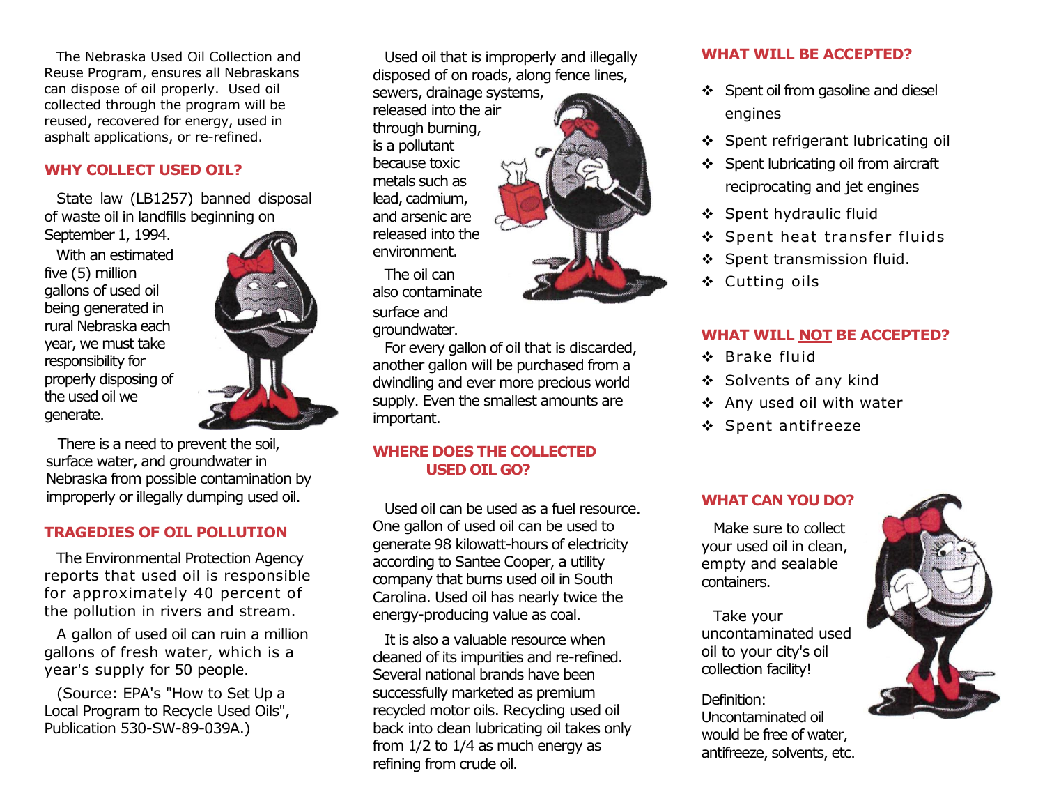The Nebraska Used Oil Collection and Reuse Program, ensures all Nebraskans can dispose of oil properly. Used oil collected through the program will be reused, recovered for energy, used in asphalt applications, or re-refined.

## WHY COLLECT USED OIL?

State law (LB1257) banned disposal of waste oil in landfills beginning on September 1, 1994.

With an estimated five (5) million gallons of used oil being generated in rural Nebraska each year, we must take responsibility for properly disposing of the used oil we generate.

There is a need to prevent the soil, surface water, and groundwater in Nebraska from possible contamination by improperly or illegally dumping used oil.

## TRAGEDIES OF OIL POLLUTION

The Environmental Protection Agency reports that used oil is responsible for approximately 40 percent of the pollution in rivers and stream.

A gallon of used oil can ruin a million gallons of fresh water, which is a year's supply for 50 people.

(Source: EPA's "How to Set Up a Local Program to Recycle Used Oils", Publication 530-SW-89-039A.)

Used oil that is improperly and illegally disposed of on roads, along fence lines, sewers, drainage systems, released into the air through burning, is a pollutant because toxic metals such as lead, cadmium, and arsenic are released into the environment.

The oil can also contaminate surface and groundwater.

For every gallon of oil that is discarded, another gallon will be purchased from a dwindling and ever more precious world supply. Even the smallest amounts are important.

## WHERE DOES THE COLLECTED USED OIL GO?

Used oil can be used as a fuel resource. One gallon of used oil can be used to generate 98 kilowatt-hours of electricity according to Santee Cooper, a utility company that burns used oil in South Carolina. Used oil has nearly twice the energy-producing value as coal.

It is also a valuable resource when cleaned of its impurities and re-refined. Several national brands have been successfully marketed as premium recycled motor oils. Recycling used oil back into clean lubricating oil takes only from 1/2 to 1/4 as much energy as refining from crude oil.

## WHAT WILL BE ACCEPTED?

- Spent oil from gasoline and diesel engines
- Spent refrigerant lubricating oil
- Spent lubricating oil from aircraft reciprocating and jet engines
- Spent hydraulic fluid
- Spent heat transfer fluids
- Spent transmission fluid.
- Cutting oils

## WHAT WILL NOT BE ACCEPTED?

- Brake fluid
- Solvents of any kind
- Any used oil with water
- Spent antifreeze

## WHAT CAN YOU DO?

Make sure to collect your used oil in clean, empty and sealable containers.

Take your uncontaminated used oil to your city's oil collection facility!

Definition:
Uncontaminated oil would be free of water, antifreeze, solvents, etc.